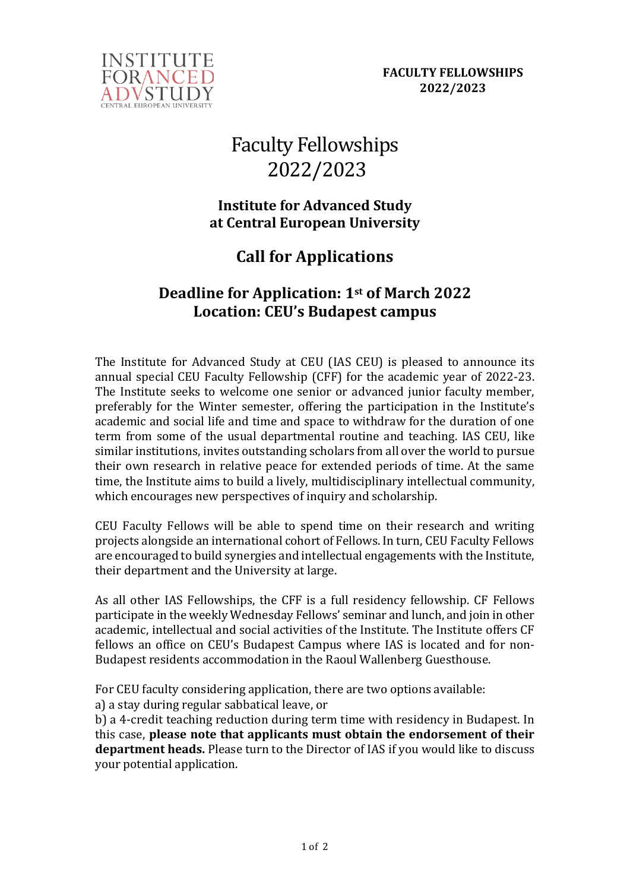# Faculty Fellowships 2022/2023

## Institute for Advanced Study at Central European University

## Call for Applications

## Deadline for Application: 1st of March 2022
## Location: CEU's Budapest campus

The Institute for Advanced Study at CEU (IAS CEU) is pleased to announce its annual special CEU Faculty Fellowship (CFF) for the academic year of 2022-23. The Institute seeks to welcome one senior or advanced junior faculty member, preferably for the Winter semester, offering the participation in the Institute's academic and social life and time and space to withdraw for the duration of one term from some of the usual departmental routine and teaching. IAS CEU, like similar institutions, invites outstanding scholars from all over the world to pursue their own research in relative peace for extended periods of time. At the same time, the Institute aims to build a lively, multidisciplinary intellectual community, which encourages new perspectives of inquiry and scholarship.

CEU Faculty Fellows will be able to spend time on their research and writing projects alongside an international cohort of Fellows. In turn, CEU Faculty Fellows are encouraged to build synergies and intellectual engagements with the Institute, their department and the University at large.

As all other IAS Fellowships, the CFF is a full residency fellowship. CF Fellows participate in the weekly Wednesday Fellows' seminar and lunch, and join in other academic, intellectual and social activities of the Institute. The Institute offers CF fellows an office on CEU's Budapest Campus where IAS is located and for non-Budapest residents accommodation in the Raoul Wallenberg Guesthouse.

For CEU faculty considering application, there are two options available:
a) a stay during regular sabbatical leave, or
b) a 4-credit teaching reduction during term time with residency in Budapest. In this case, **please note that applicants must obtain the endorsement of their department heads.** Please turn to the Director of IAS if you would like to discuss your potential application.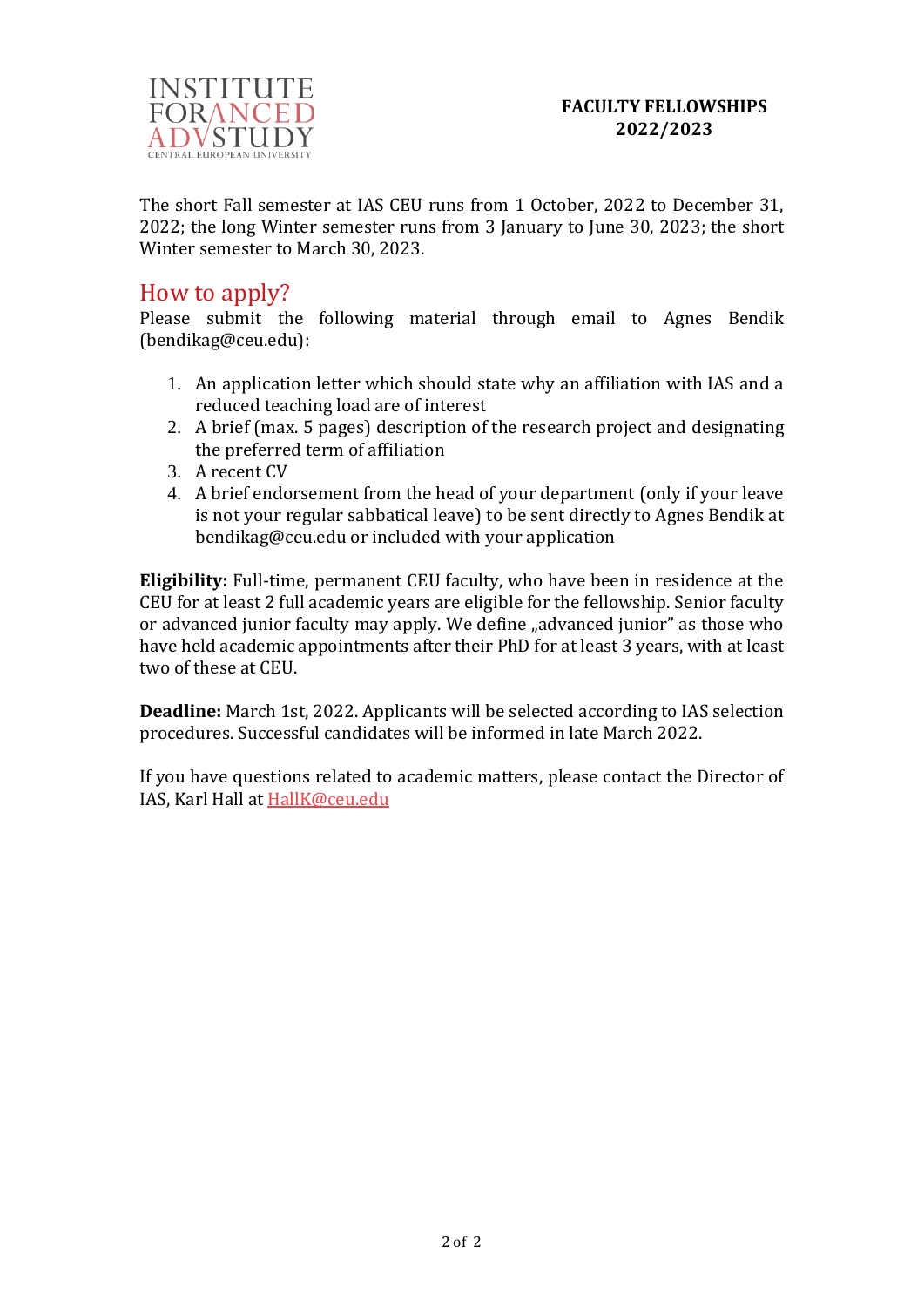**FACULTY FELLOWSHIPS**
**2022/2023**

The short Fall semester at IAS CEU runs from 1 October, 2022 to December 31, 2022; the long Winter semester runs from 3 January to June 30, 2023; the short Winter semester to March 30, 2023.

## How to apply?

Please submit the following material through email to Agnes Bendik (bendikag@ceu.edu):

1. An application letter which should state why an affiliation with IAS and a reduced teaching load are of interest
2. A brief (max. 5 pages) description of the research project and designating the preferred term of affiliation
3. A recent CV
4. A brief endorsement from the head of your department (only if your leave is not your regular sabbatical leave) to be sent directly to Agnes Bendik at bendikag@ceu.edu or included with your application

**Eligibility:** Full-time, permanent CEU faculty, who have been in residence at the CEU for at least 2 full academic years are eligible for the fellowship. Senior faculty or advanced junior faculty may apply. We define „advanced junior" as those who have held academic appointments after their PhD for at least 3 years, with at least two of these at CEU.

**Deadline:** March 1st, 2022. Applicants will be selected according to IAS selection procedures. Successful candidates will be informed in late March 2022.

If you have questions related to academic matters, please contact the Director of IAS, Karl Hall at HallK@ceu.edu